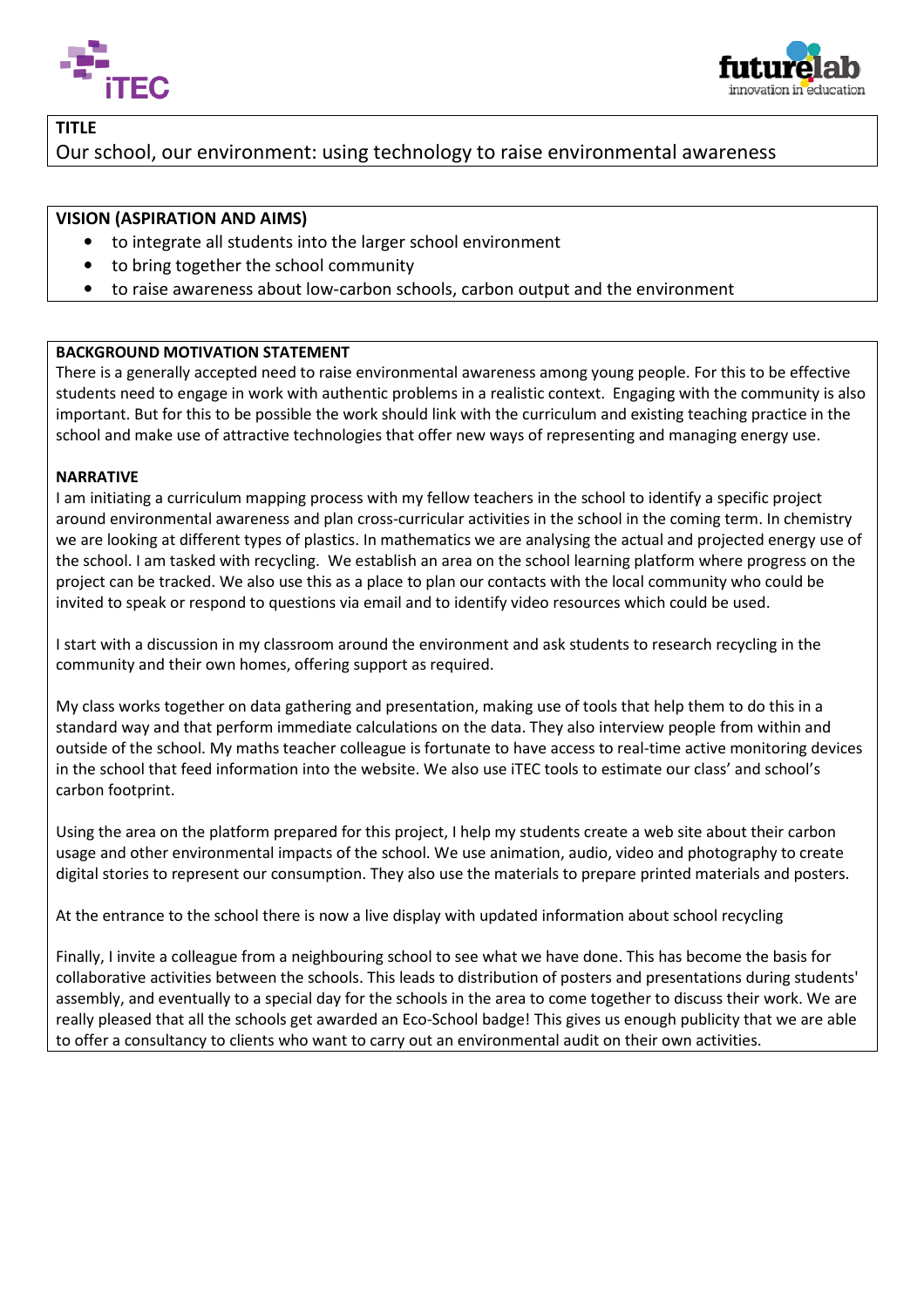## TITLE

Our school, our environment: using technology to raise environmental awareness

## VISION (ASPIRATION AND AIMS)

- to integrate all students into the larger school environment
- to bring together the school community
- to raise awareness about low-carbon schools, carbon output and the environment

## BACKGROUND MOTIVATION STATEMENT

There is a generally accepted need to raise environmental awareness among young people. For this to be effective students need to engage in work with authentic problems in a realistic context. Engaging with the community is also important. But for this to be possible the work should link with the curriculum and existing teaching practice in the school and make use of attractive technologies that offer new ways of representing and managing energy use.

## NARRATIVE

I am initiating a curriculum mapping process with my fellow teachers in the school to identify a specific project around environmental awareness and plan cross-curricular activities in the school in the coming term. In chemistry we are looking at different types of plastics. In mathematics we are analysing the actual and projected energy use of the school. I am tasked with recycling. We establish an area on the school learning platform where progress on the project can be tracked. We also use this as a place to plan our contacts with the local community who could be invited to speak or respond to questions via email and to identify video resources which could be used.

I start with a discussion in my classroom around the environment and ask students to research recycling in the community and their own homes, offering support as required.

My class works together on data gathering and presentation, making use of tools that help them to do this in a standard way and that perform immediate calculations on the data. They also interview people from within and outside of the school. My maths teacher colleague is fortunate to have access to real-time active monitoring devices in the school that feed information into the website. We also use iTEC tools to estimate our class' and school's carbon footprint.

Using the area on the platform prepared for this project, I help my students create a web site about their carbon usage and other environmental impacts of the school. We use animation, audio, video and photography to create digital stories to represent our consumption. They also use the materials to prepare printed materials and posters.

At the entrance to the school there is now a live display with updated information about school recycling

Finally, I invite a colleague from a neighbouring school to see what we have done. This has become the basis for collaborative activities between the schools. This leads to distribution of posters and presentations during students' assembly, and eventually to a special day for the schools in the area to come together to discuss their work. We are really pleased that all the schools get awarded an Eco-School badge! This gives us enough publicity that we are able to offer a consultancy to clients who want to carry out an environmental audit on their own activities.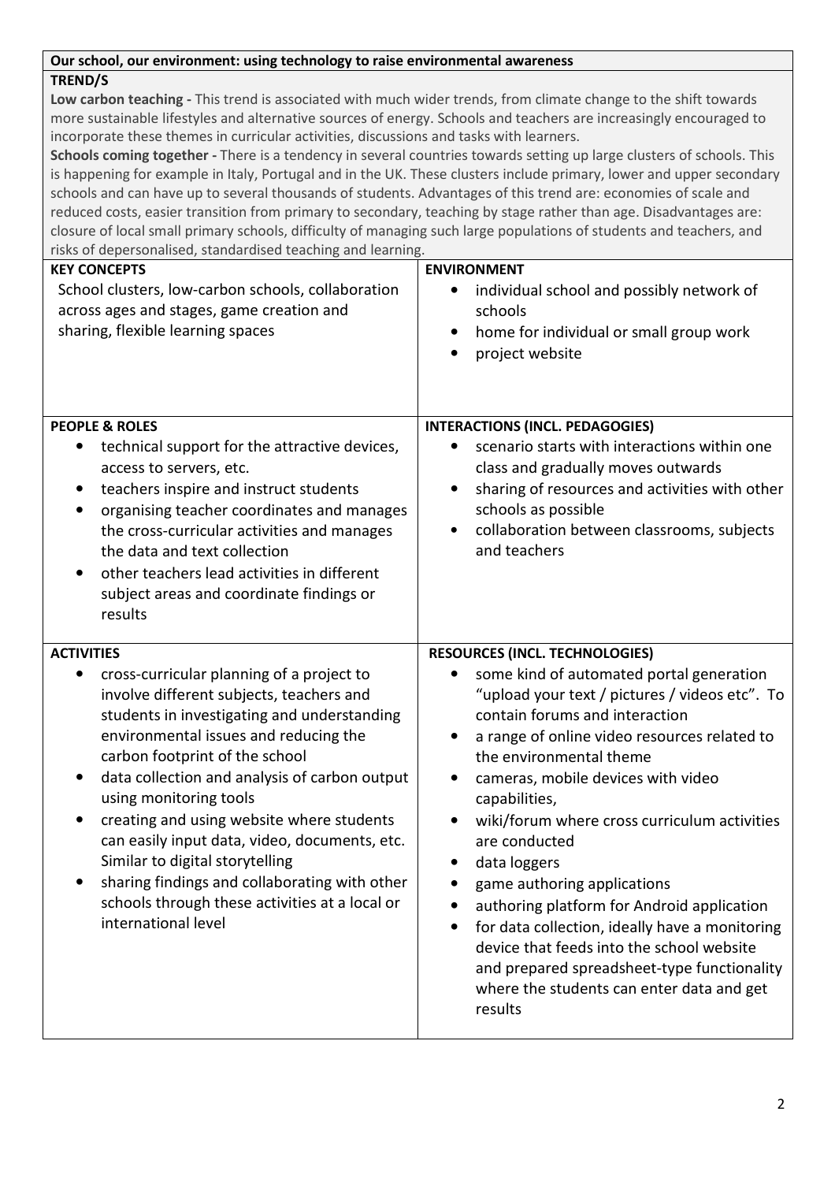**Our school, our environment: using technology to raise environmental awareness**

**TREND/S**

**Low carbon teaching -** This trend is associated with much wider trends, from climate change to the shift towards more sustainable lifestyles and alternative sources of energy. Schools and teachers are increasingly encouraged to incorporate these themes in curricular activities, discussions and tasks with learners.

**Schools coming together -** There is a tendency in several countries towards setting up large clusters of schools. This is happening for example in Italy, Portugal and in the UK. These clusters include primary, lower and upper secondary schools and can have up to several thousands of students. Advantages of this trend are: economies of scale and reduced costs, easier transition from primary to secondary, teaching by stage rather than age. Disadvantages are: closure of local small primary schools, difficulty of managing such large populations of students and teachers, and risks of depersonalised, standardised teaching and learning.

**KEY CONCEPTS**

School clusters, low-carbon schools, collaboration across ages and stages, game creation and sharing, flexible learning spaces

**ENVIRONMENT**

- individual school and possibly network of schools
- home for individual or small group work
- project website

**PEOPLE & ROLES**

- technical support for the attractive devices, access to servers, etc.
- teachers inspire and instruct students
- organising teacher coordinates and manages the cross-curricular activities and manages the data and text collection
- other teachers lead activities in different subject areas and coordinate findings or results

**INTERACTIONS (INCL. PEDAGOGIES)**

- scenario starts with interactions within one class and gradually moves outwards
- sharing of resources and activities with other schools as possible
- collaboration between classrooms, subjects and teachers

**ACTIVITIES**

- cross-curricular planning of a project to involve different subjects, teachers and students in investigating and understanding environmental issues and reducing the carbon footprint of the school
- data collection and analysis of carbon output using monitoring tools
- creating and using website where students can easily input data, video, documents, etc. Similar to digital storytelling
- sharing findings and collaborating with other schools through these activities at a local or international level

**RESOURCES (INCL. TECHNOLOGIES)**

- some kind of automated portal generation "upload your text / pictures / videos etc". To contain forums and interaction
- a range of online video resources related to the environmental theme
- cameras, mobile devices with video capabilities,
- wiki/forum where cross curriculum activities are conducted
- data loggers
- game authoring applications
- authoring platform for Android application
- for data collection, ideally have a monitoring device that feeds into the school website and prepared spreadsheet-type functionality where the students can enter data and get results